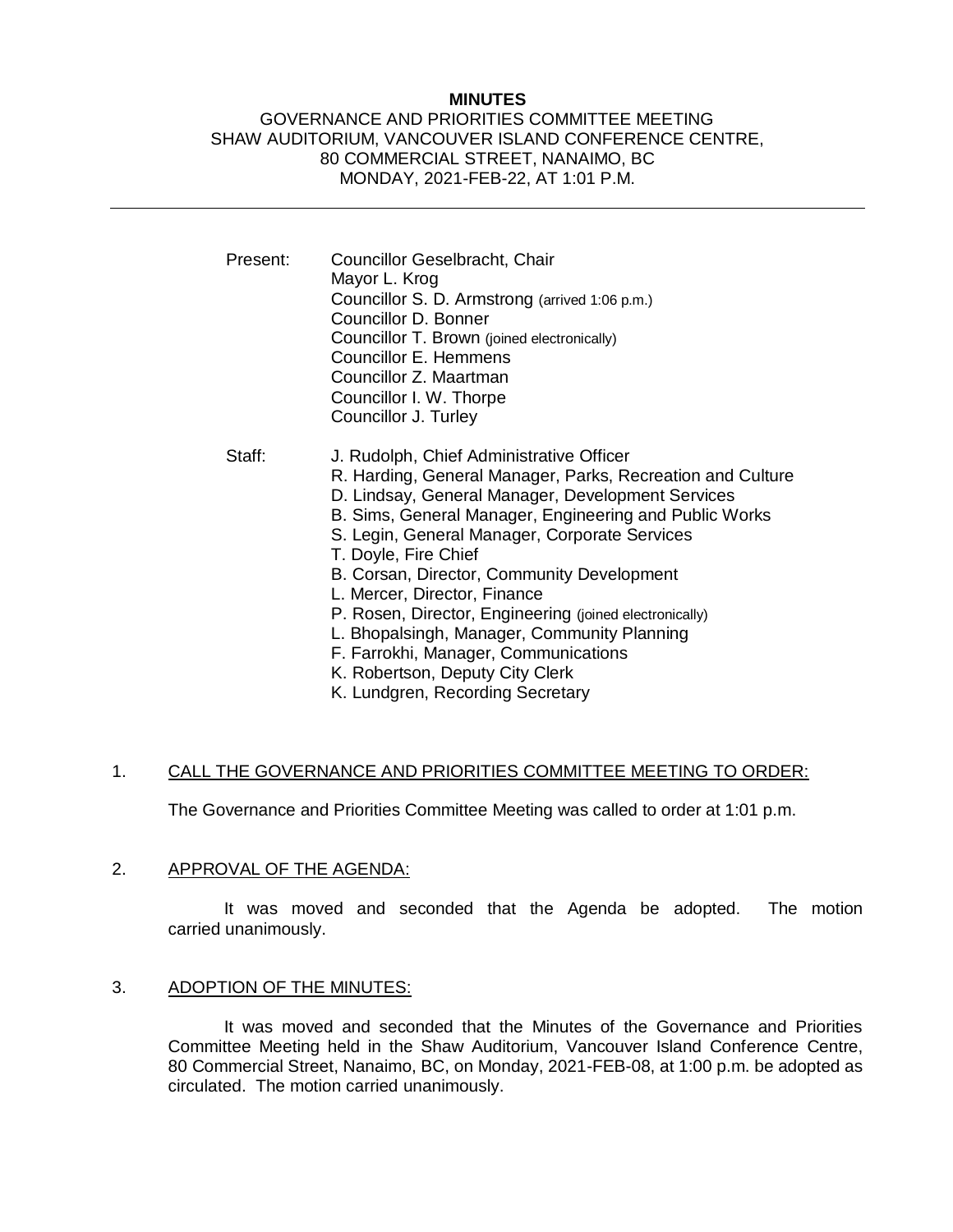**MINUTES**

GOVERNANCE AND PRIORITIES COMMITTEE MEETING
SHAW AUDITORIUM, VANCOUVER ISLAND CONFERENCE CENTRE,
80 COMMERCIAL STREET, NANAIMO, BC
MONDAY, 2021-FEB-22, AT 1:01 P.M.

---

Present:
Councillor Geselbracht, Chair
Mayor L. Krog
Councillor S. D. Armstrong (arrived 1:06 p.m.)
Councillor D. Bonner
Councillor T. Brown (joined electronically)
Councillor E. Hemmens
Councillor Z. Maartman
Councillor I. W. Thorpe
Councillor J. Turley

Staff:
J. Rudolph, Chief Administrative Officer
R. Harding, General Manager, Parks, Recreation and Culture
D. Lindsay, General Manager, Development Services
B. Sims, General Manager, Engineering and Public Works
S. Legin, General Manager, Corporate Services
T. Doyle, Fire Chief
B. Corsan, Director, Community Development
L. Mercer, Director, Finance
P. Rosen, Director, Engineering (joined electronically)
L. Bhopalsingh, Manager, Community Planning
F. Farrokhi, Manager, Communications
K. Robertson, Deputy City Clerk
K. Lundgren, Recording Secretary

1. CALL THE GOVERNANCE AND PRIORITIES COMMITTEE MEETING TO ORDER:

The Governance and Priorities Committee Meeting was called to order at 1:01 p.m.

2. APPROVAL OF THE AGENDA:

It was moved and seconded that the Agenda be adopted. The motion carried unanimously.

3. ADOPTION OF THE MINUTES:

It was moved and seconded that the Minutes of the Governance and Priorities Committee Meeting held in the Shaw Auditorium, Vancouver Island Conference Centre, 80 Commercial Street, Nanaimo, BC, on Monday, 2021-FEB-08, at 1:00 p.m. be adopted as circulated. The motion carried unanimously.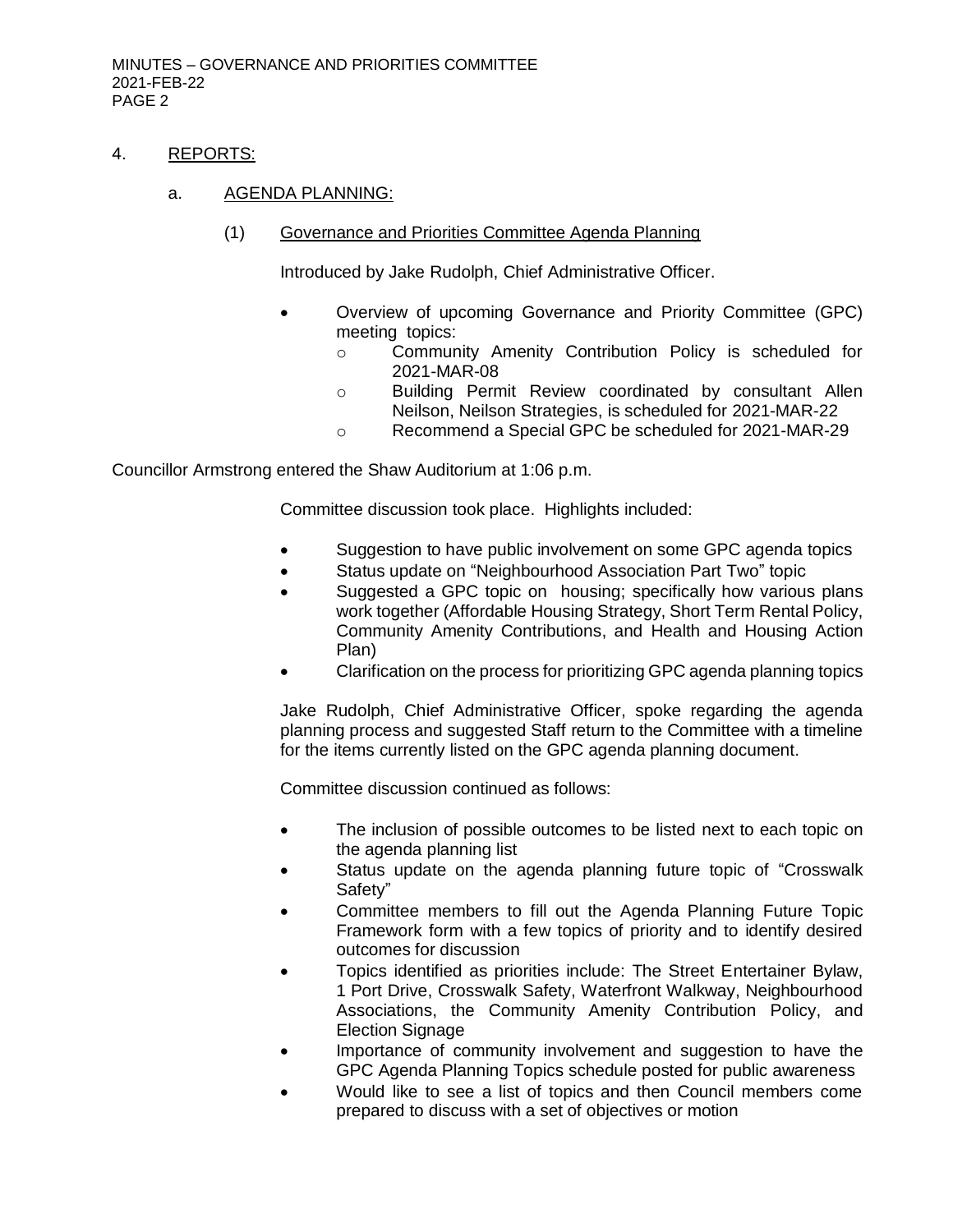4. REPORTS:

a. AGENDA PLANNING:

(1) Governance and Priorities Committee Agenda Planning

Introduced by Jake Rudolph, Chief Administrative Officer.

- Overview of upcoming Governance and Priority Committee (GPC) meeting topics:
  - Community Amenity Contribution Policy is scheduled for 2021-MAR-08
  - Building Permit Review coordinated by consultant Allen Neilson, Neilson Strategies, is scheduled for 2021-MAR-22
  - Recommend a Special GPC be scheduled for 2021-MAR-29

Councillor Armstrong entered the Shaw Auditorium at 1:06 p.m.

Committee discussion took place. Highlights included:

- Suggestion to have public involvement on some GPC agenda topics
- Status update on "Neighbourhood Association Part Two" topic
- Suggested a GPC topic on housing; specifically how various plans work together (Affordable Housing Strategy, Short Term Rental Policy, Community Amenity Contributions, and Health and Housing Action Plan)
- Clarification on the process for prioritizing GPC agenda planning topics

Jake Rudolph, Chief Administrative Officer, spoke regarding the agenda planning process and suggested Staff return to the Committee with a timeline for the items currently listed on the GPC agenda planning document.

Committee discussion continued as follows:

- The inclusion of possible outcomes to be listed next to each topic on the agenda planning list
- Status update on the agenda planning future topic of "Crosswalk Safety"
- Committee members to fill out the Agenda Planning Future Topic Framework form with a few topics of priority and to identify desired outcomes for discussion
- Topics identified as priorities include: The Street Entertainer Bylaw, 1 Port Drive, Crosswalk Safety, Waterfront Walkway, Neighbourhood Associations, the Community Amenity Contribution Policy, and Election Signage
- Importance of community involvement and suggestion to have the GPC Agenda Planning Topics schedule posted for public awareness
- Would like to see a list of topics and then Council members come prepared to discuss with a set of objectives or motion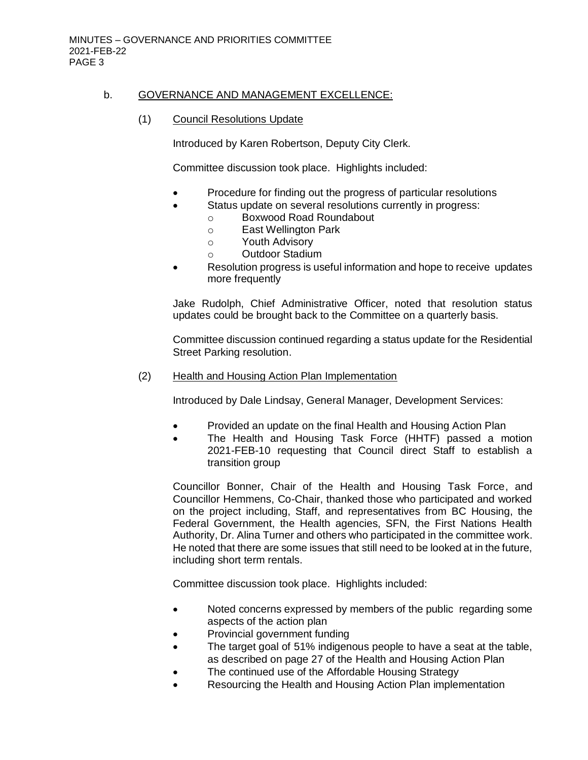b. GOVERNANCE AND MANAGEMENT EXCELLENCE:

(1) Council Resolutions Update

Introduced by Karen Robertson, Deputy City Clerk.

Committee discussion took place. Highlights included:

- Procedure for finding out the progress of particular resolutions
- Status update on several resolutions currently in progress:
  - Boxwood Road Roundabout
  - East Wellington Park
  - Youth Advisory
  - Outdoor Stadium
- Resolution progress is useful information and hope to receive updates more frequently

Jake Rudolph, Chief Administrative Officer, noted that resolution status updates could be brought back to the Committee on a quarterly basis.

Committee discussion continued regarding a status update for the Residential Street Parking resolution.

(2) Health and Housing Action Plan Implementation

Introduced by Dale Lindsay, General Manager, Development Services:

- Provided an update on the final Health and Housing Action Plan
- The Health and Housing Task Force (HHTF) passed a motion 2021-FEB-10 requesting that Council direct Staff to establish a transition group

Councillor Bonner, Chair of the Health and Housing Task Force, and Councillor Hemmens, Co-Chair, thanked those who participated and worked on the project including, Staff, and representatives from BC Housing, the Federal Government, the Health agencies, SFN, the First Nations Health Authority, Dr. Alina Turner and others who participated in the committee work. He noted that there are some issues that still need to be looked at in the future, including short term rentals.

Committee discussion took place. Highlights included:

- Noted concerns expressed by members of the public regarding some aspects of the action plan
- Provincial government funding
- The target goal of 51% indigenous people to have a seat at the table, as described on page 27 of the Health and Housing Action Plan
- The continued use of the Affordable Housing Strategy
- Resourcing the Health and Housing Action Plan implementation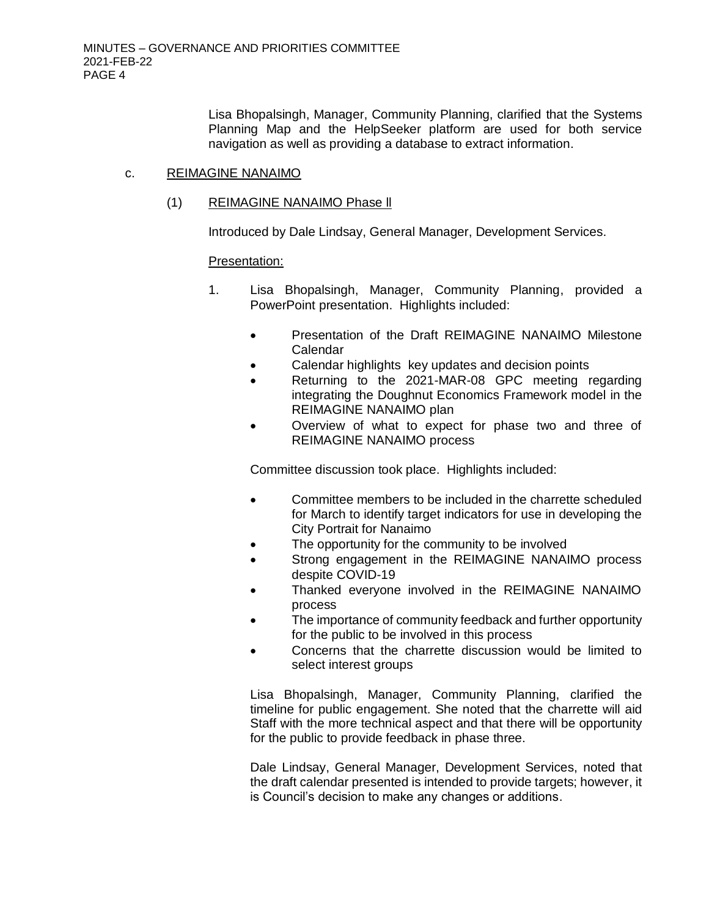Lisa Bhopalsingh, Manager, Community Planning, clarified that the Systems Planning Map and the HelpSeeker platform are used for both service navigation as well as providing a database to extract information.

c. REIMAGINE NANAIMO

(1) REIMAGINE NANAIMO Phase ll

Introduced by Dale Lindsay, General Manager, Development Services.

Presentation:

1. Lisa Bhopalsingh, Manager, Community Planning, provided a PowerPoint presentation. Highlights included:

   - Presentation of the Draft REIMAGINE NANAIMO Milestone Calendar
   - Calendar highlights key updates and decision points
   - Returning to the 2021-MAR-08 GPC meeting regarding integrating the Doughnut Economics Framework model in the REIMAGINE NANAIMO plan
   - Overview of what to expect for phase two and three of REIMAGINE NANAIMO process

Committee discussion took place. Highlights included:

- Committee members to be included in the charrette scheduled for March to identify target indicators for use in developing the City Portrait for Nanaimo
- The opportunity for the community to be involved
- Strong engagement in the REIMAGINE NANAIMO process despite COVID-19
- Thanked everyone involved in the REIMAGINE NANAIMO process
- The importance of community feedback and further opportunity for the public to be involved in this process
- Concerns that the charrette discussion would be limited to select interest groups

Lisa Bhopalsingh, Manager, Community Planning, clarified the timeline for public engagement. She noted that the charrette will aid Staff with the more technical aspect and that there will be opportunity for the public to provide feedback in phase three.

Dale Lindsay, General Manager, Development Services, noted that the draft calendar presented is intended to provide targets; however, it is Council's decision to make any changes or additions.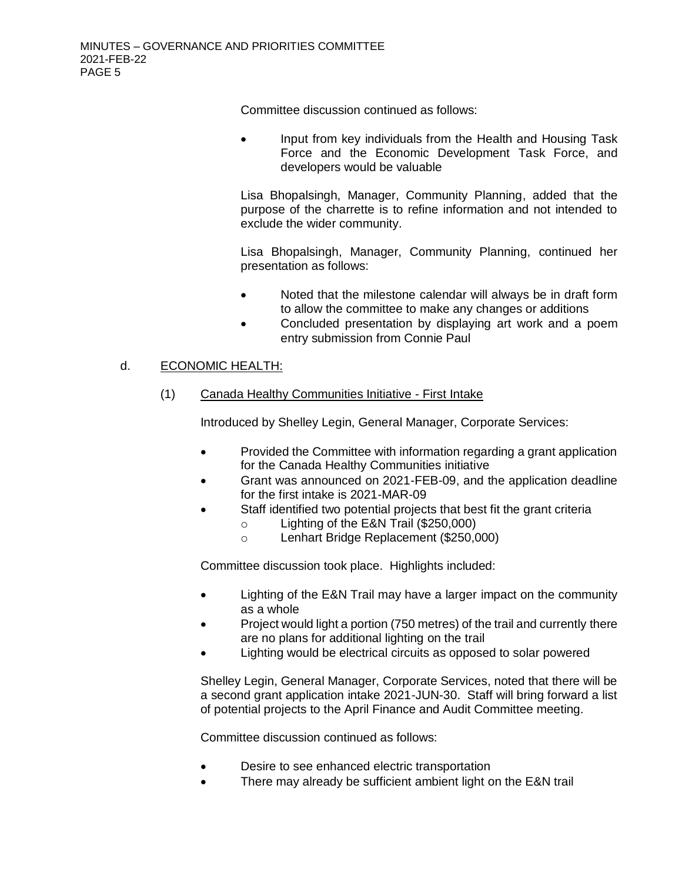Committee discussion continued as follows:

- Input from key individuals from the Health and Housing Task Force and the Economic Development Task Force, and developers would be valuable

Lisa Bhopalsingh, Manager, Community Planning, added that the purpose of the charrette is to refine information and not intended to exclude the wider community.

Lisa Bhopalsingh, Manager, Community Planning, continued her presentation as follows:

- Noted that the milestone calendar will always be in draft form to allow the committee to make any changes or additions
- Concluded presentation by displaying art work and a poem entry submission from Connie Paul

d. ECONOMIC HEALTH:

(1) Canada Healthy Communities Initiative - First Intake

Introduced by Shelley Legin, General Manager, Corporate Services:

- Provided the Committee with information regarding a grant application for the Canada Healthy Communities initiative
- Grant was announced on 2021-FEB-09, and the application deadline for the first intake is 2021-MAR-09
- Staff identified two potential projects that best fit the grant criteria
  - Lighting of the E&N Trail ($250,000)
  - Lenhart Bridge Replacement ($250,000)

Committee discussion took place. Highlights included:

- Lighting of the E&N Trail may have a larger impact on the community as a whole
- Project would light a portion (750 metres) of the trail and currently there are no plans for additional lighting on the trail
- Lighting would be electrical circuits as opposed to solar powered

Shelley Legin, General Manager, Corporate Services, noted that there will be a second grant application intake 2021-JUN-30. Staff will bring forward a list of potential projects to the April Finance and Audit Committee meeting.

Committee discussion continued as follows:

- Desire to see enhanced electric transportation
- There may already be sufficient ambient light on the E&N trail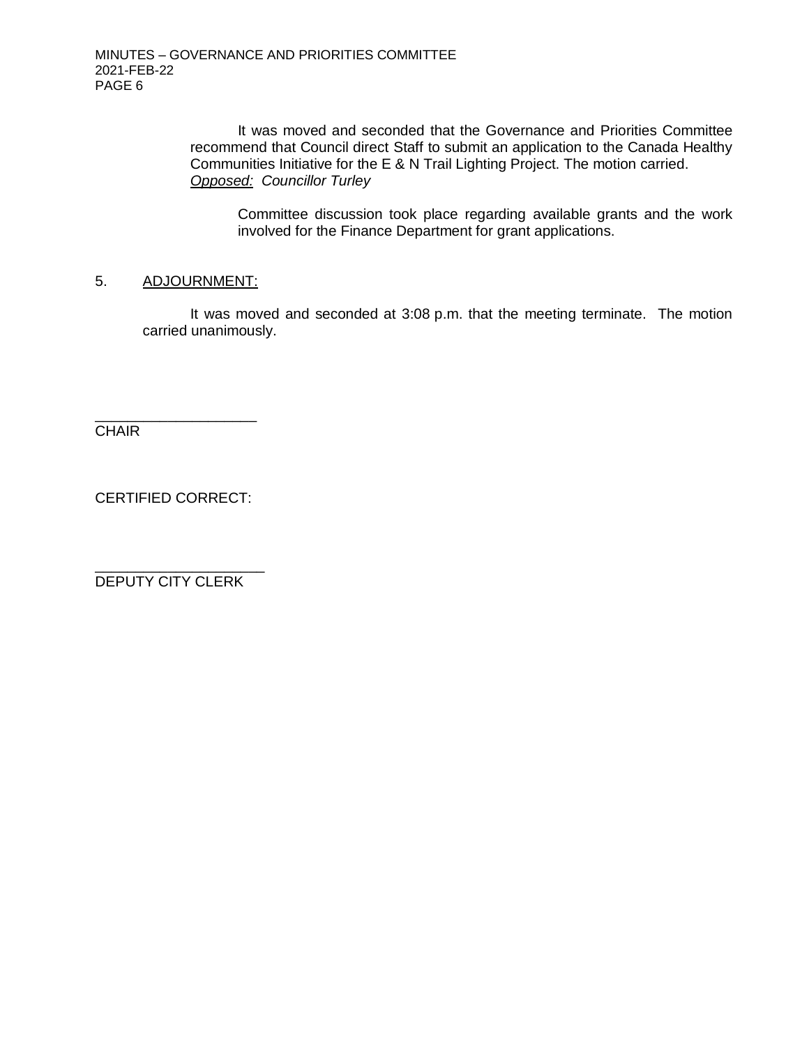It was moved and seconded that the Governance and Priorities Committee recommend that Council direct Staff to submit an application to the Canada Healthy Communities Initiative for the E & N Trail Lighting Project. The motion carried.
*Opposed: Councillor Turley*

Committee discussion took place regarding available grants and the work involved for the Finance Department for grant applications.

## 5. ADJOURNMENT:

It was moved and seconded at 3:08 p.m. that the meeting terminate. The motion carried unanimously.

\_\_\_\_\_\_\_\_\_\_\_\_\_\_\_\_\_\_\_\_
CHAIR

CERTIFIED CORRECT:

\_\_\_\_\_\_\_\_\_\_\_\_\_\_\_\_\_\_\_\_\_
DEPUTY CITY CLERK